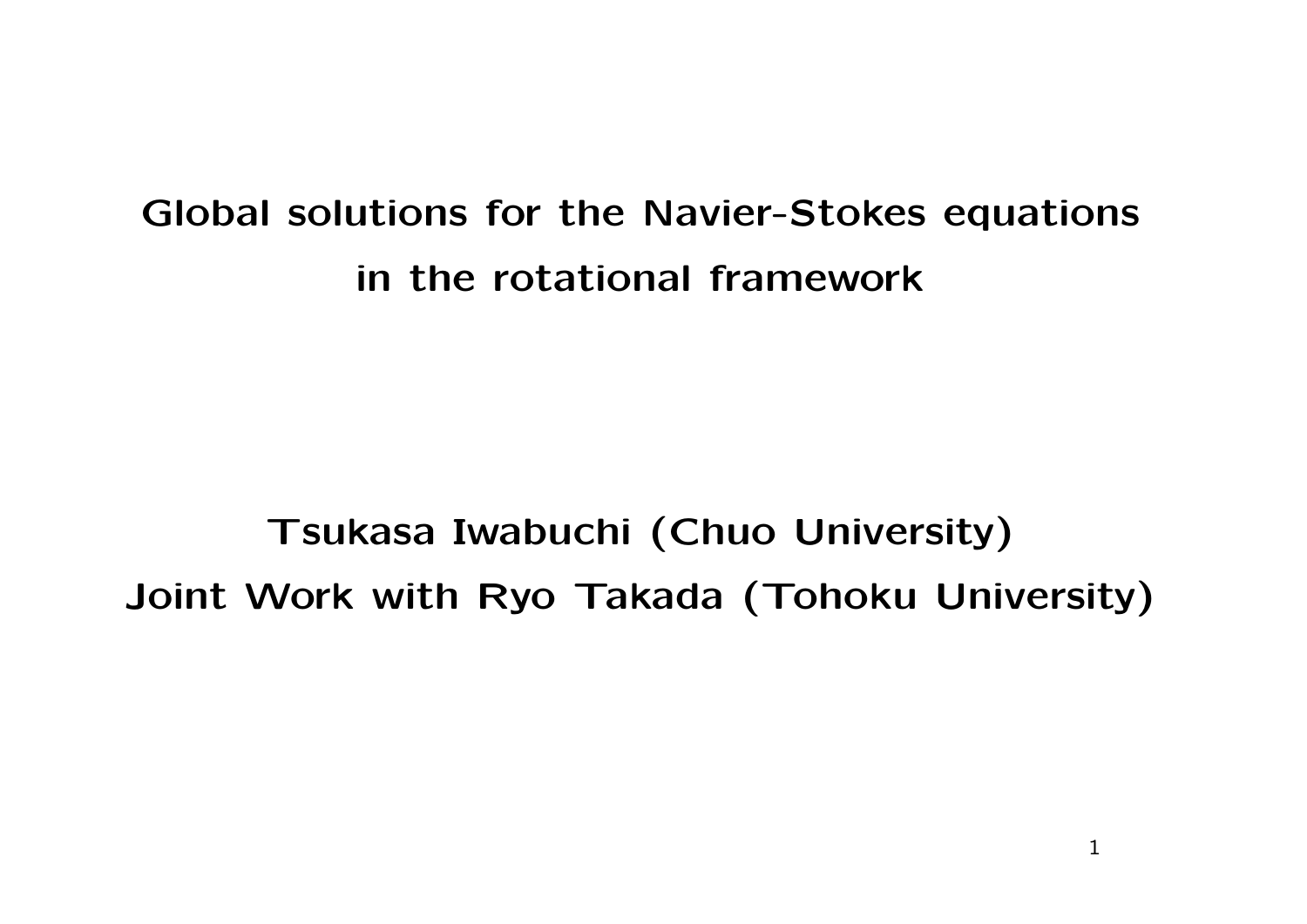# Global solutions for the Navier-Stokes equations in the rotational framework

**Tsukasa Iwabuchi (Chuo University)**

**Joint Work with Ryo Takada (Tohoku University)**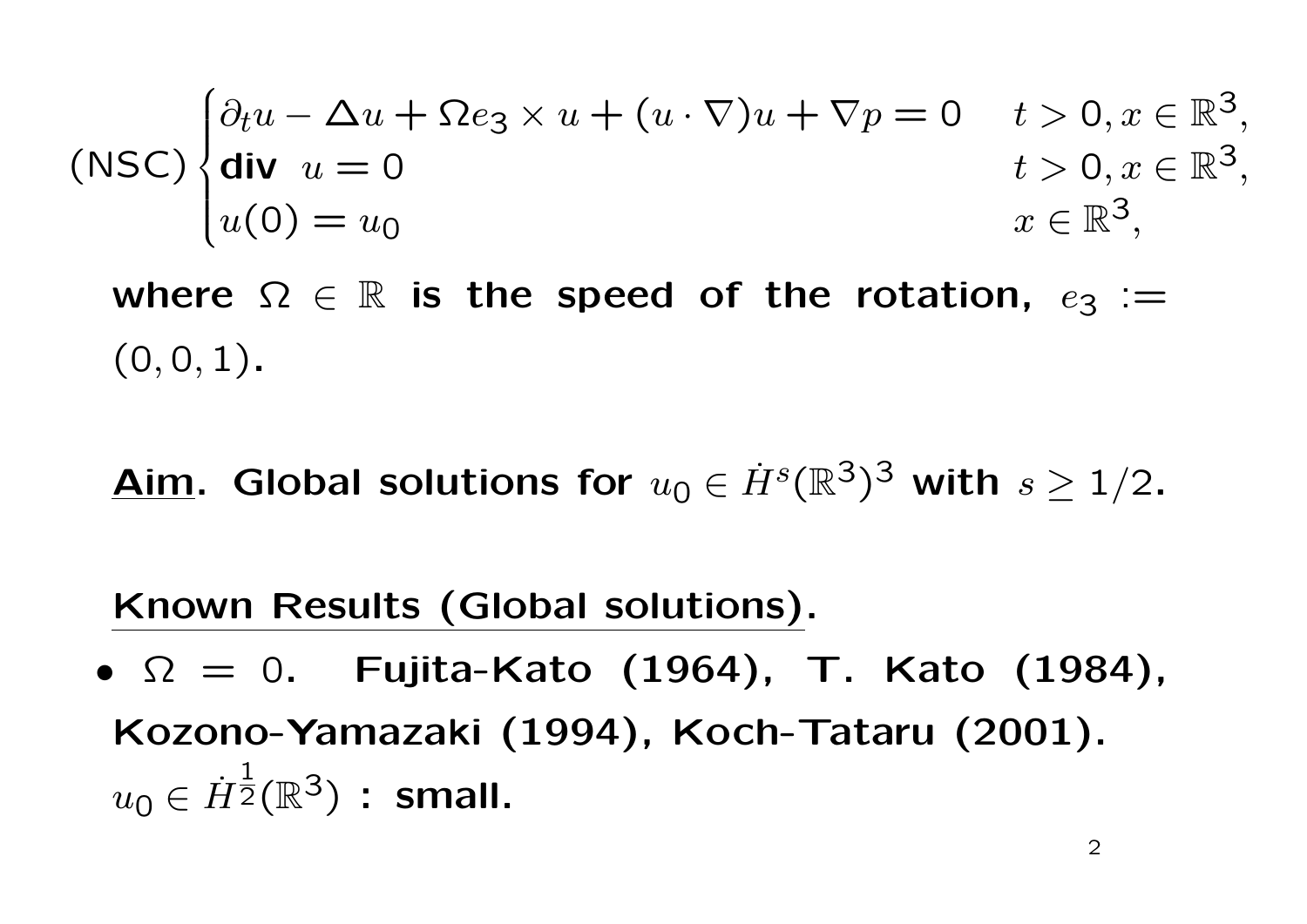$$
\text{(NSC)}
\begin{cases}
\partial_t u - \Delta u + \Omega e_3 \times u + (u \cdot \nabla) u + \nabla p = 0 & t > 0, x \in \mathbb{R}^3, \\
\textbf{div } u = 0 & t > 0, x \in \mathbb{R}^3, \\
u(0) = u_0 & x \in \mathbb{R}^3,
\end{cases}
$$

**where $\Omega \in \mathbb{R}$ is the speed of the rotation, $e_3 := (0, 0, 1)$.**

**<u>Aim</u>. Global solutions for $u_0 \in \dot{H}^s(\mathbb{R}^3)^3$ with $s \geq 1/2$.**

**<u>Known Results (Global solutions).</u>**

- **$\Omega = 0$. Fujita-Kato (1964), T. Kato (1984), Kozono-Yamazaki (1994), Koch-Tataru (2001).** $u_0 \in \dot{H}^{\frac{1}{2}}(\mathbb{R}^3)$ **: small.**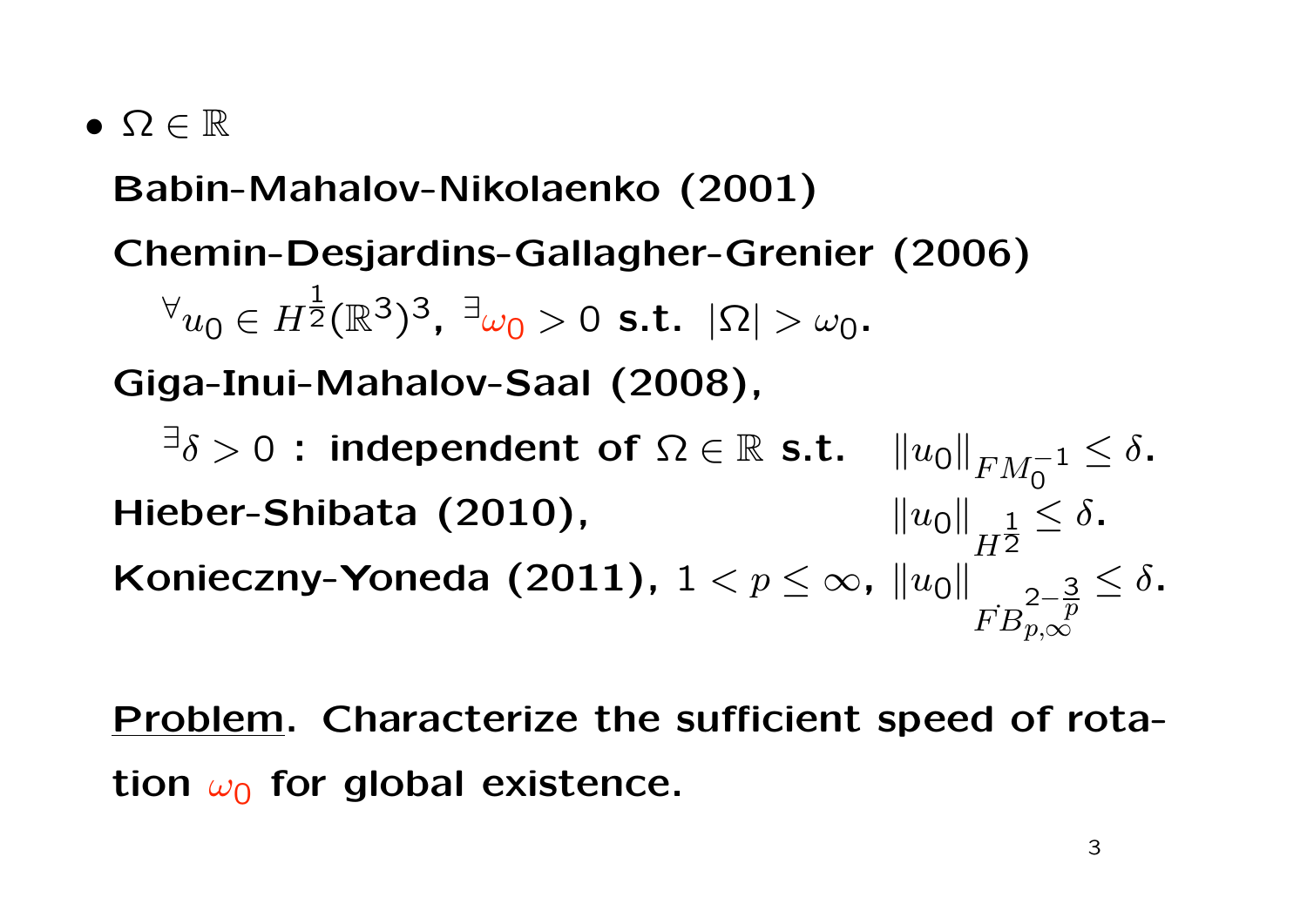- $\Omega \in \mathbb{R}$

**Babin-Mahalov-Nikolaenko (2001)**

**Chemin-Desjardins-Gallagher-Grenier (2006)**

$^\forall u_0 \in H^{\frac{1}{2}}(\mathbb{R}^3)^3$, $^\exists \omega_0 > 0$ **s.t.** $|\Omega| > \omega_0$.

**Giga-Inui-Mahalov-Saal (2008),**

$^\exists \delta > 0$ **: independent of** $\Omega \in \mathbb{R}$ **s.t.** $\|u_0\|_{FM_0^{-1}} \leq \delta$.

**Hieber-Shibata (2010),** $\|u_0\|_{H^{\frac{1}{2}}} \leq \delta$.

**Konieczny-Yoneda (2011),** $1 < p \leq \infty$, $\|u_0\|_{F\dot{B}^{2-\frac{3}{p}}_{p,\infty}} \leq \delta$.

**<u>Problem</u>. Characterize the sufficient speed of rotation** $\omega_0$ **for global existence.**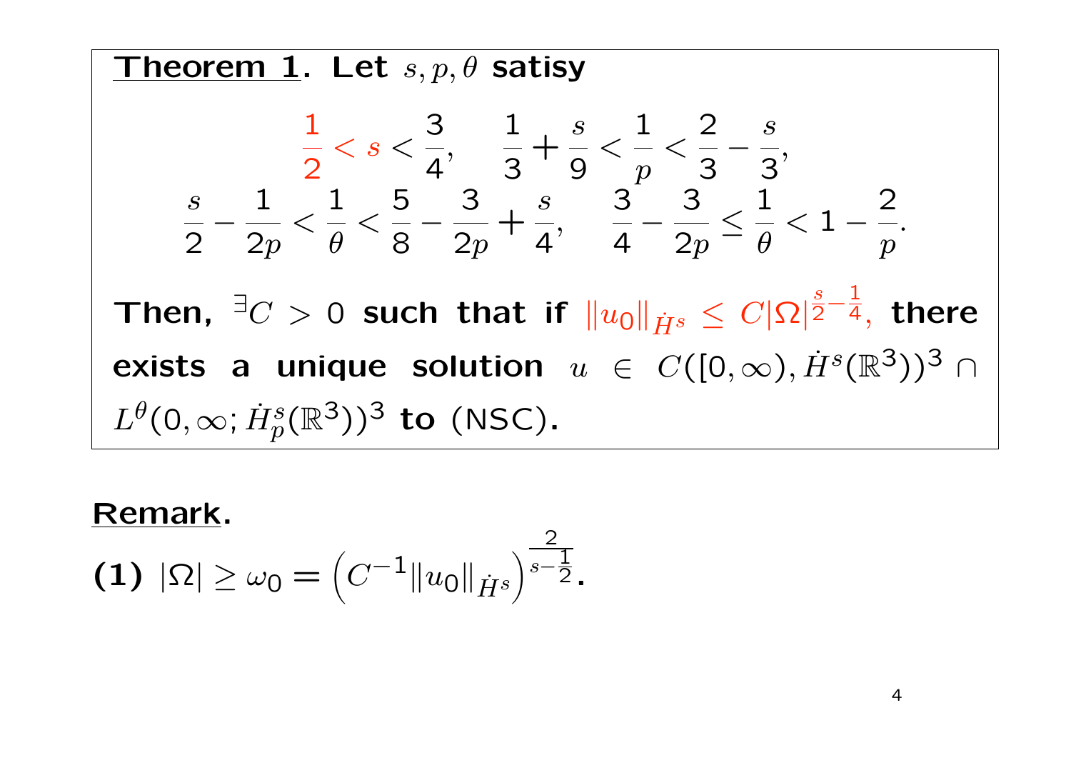**Theorem 1.** Let $s, p, \theta$ satisy

$$\frac{1}{2} < s < \frac{3}{4}, \quad \frac{1}{3} + \frac{s}{9} < \frac{1}{p} < \frac{2}{3} - \frac{s}{3},$$
$$\frac{s}{2} - \frac{1}{2p} < \frac{1}{\theta} < \frac{5}{8} - \frac{3}{2p} + \frac{s}{4}, \quad \frac{3}{4} - \frac{3}{2p} \leq \frac{1}{\theta} < 1 - \frac{2}{p}.$$

Then, $^{\exists}C > 0$ such that if $\|u_0\|_{\dot{H}^s} \leq C|\Omega|^{\frac{s}{2}-\frac{1}{4}}$, there exists a unique solution $u \in C([0,\infty), \dot{H}^s(\mathbb{R}^3))^3 \cap L^\theta(0,\infty; \dot{H}^s_p(\mathbb{R}^3))^3$ to (NSC).

**Remark.**

**(1)** $|\Omega| \geq \omega_0 = \left(C^{-1}\|u_0\|_{\dot{H}^s}\right)^{\frac{2}{s-\frac{1}{2}}}$.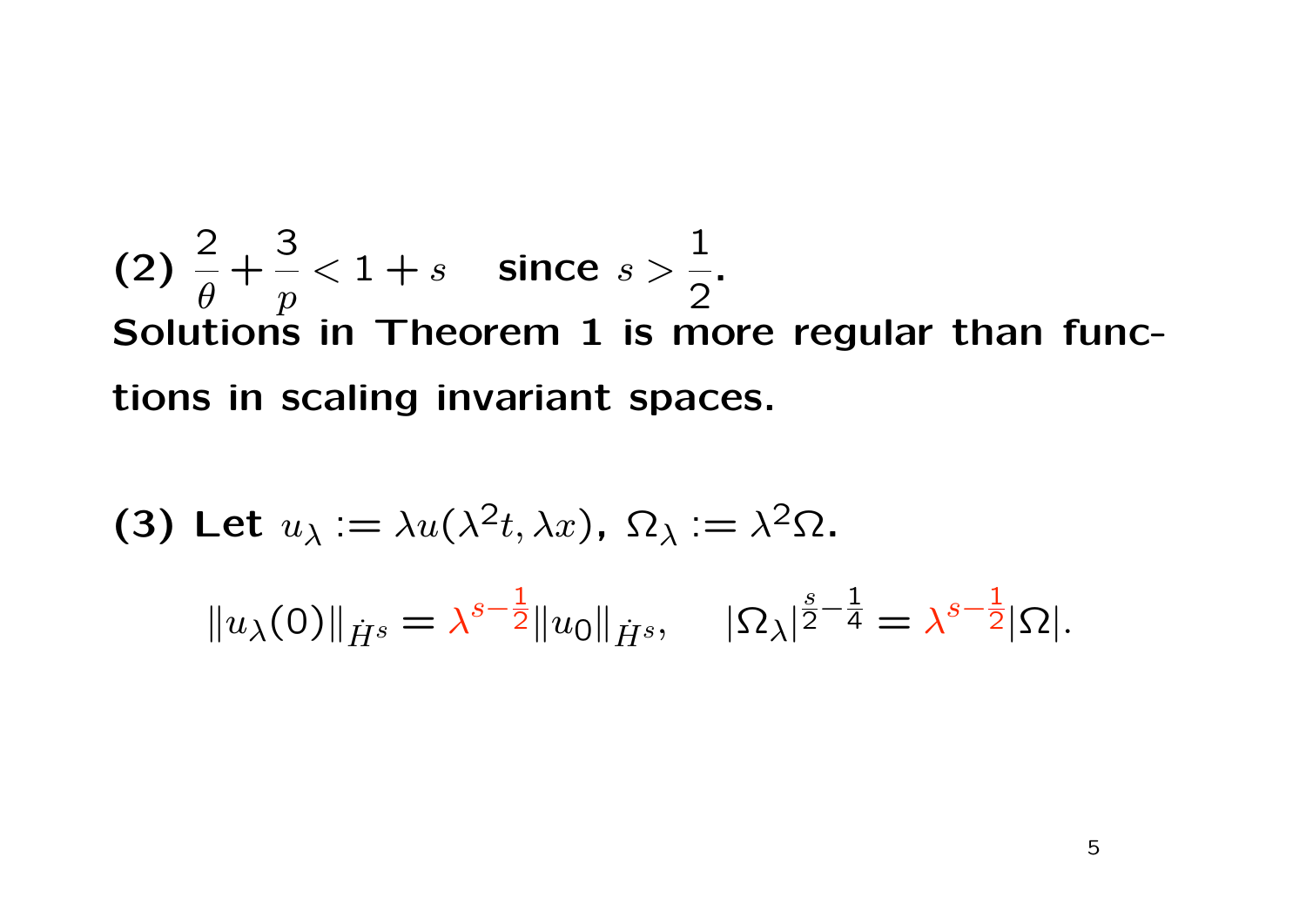**(2)** $\dfrac{2}{\theta} + \dfrac{3}{p} < 1 + s$ **since** $s > \dfrac{1}{2}$.
**Solutions in Theorem 1 is more regular than functions in scaling invariant spaces.**

**(3) Let** $u_\lambda := \lambda u(\lambda^2 t, \lambda x)$, $\Omega_\lambda := \lambda^2 \Omega$.

$$\|u_\lambda(0)\|_{\dot{H}^s} = \lambda^{s-\frac{1}{2}} \|u_0\|_{\dot{H}^s}, \quad |\Omega_\lambda|^{\frac{s}{2}-\frac{1}{4}} = \lambda^{s-\frac{1}{2}} |\Omega|.$$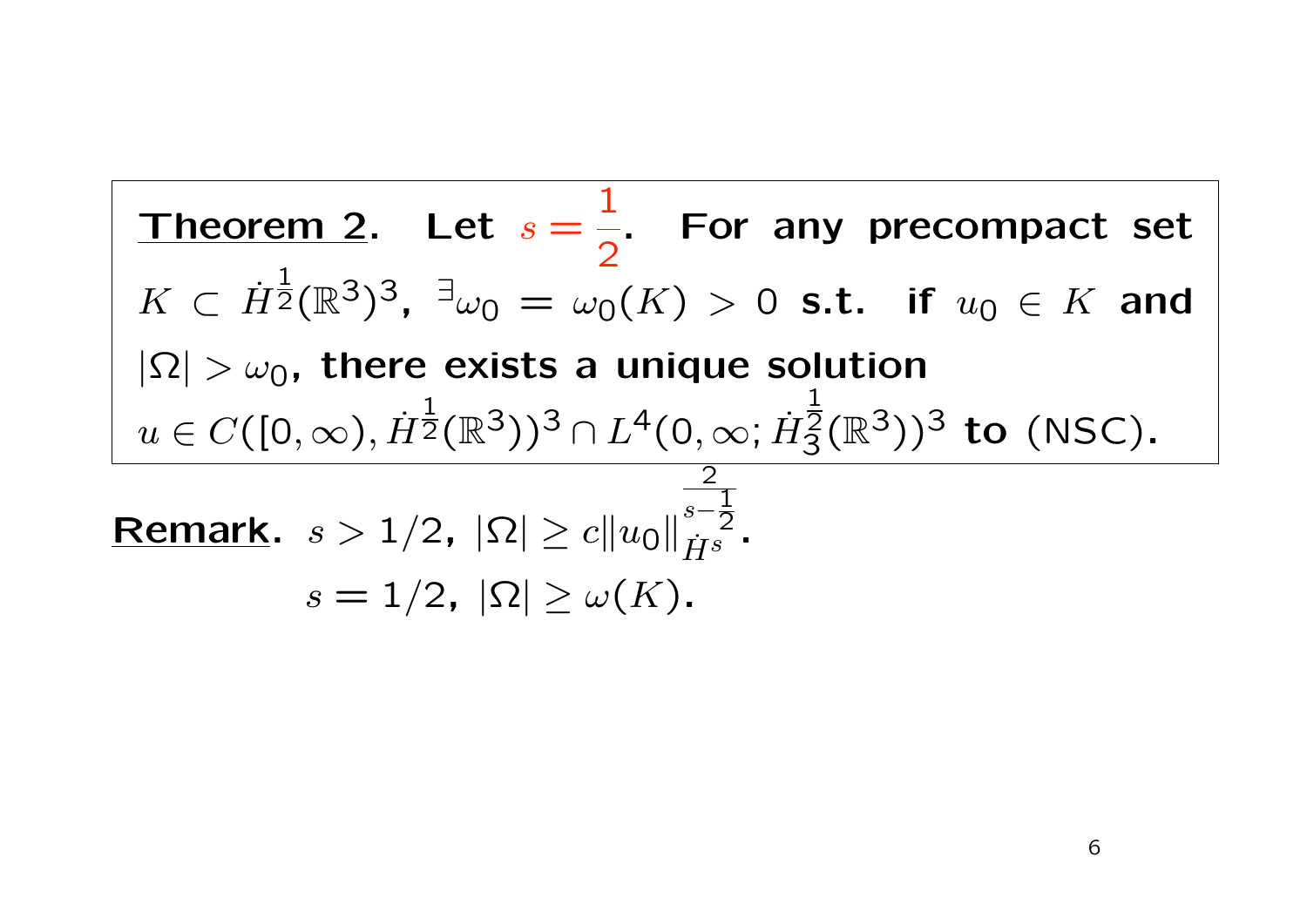**Theorem 2.** Let $s = \frac{1}{2}$. For any precompact set $K \subset \dot{H}^{\frac{1}{2}}(\mathbb{R}^3)^3$, $^\exists \omega_0 = \omega_0(K) > 0$ **s.t.** if $u_0 \in K$ and $|\Omega| > \omega_0$, **there exists a unique solution** $u \in C([0,\infty), \dot{H}^{\frac{1}{2}}(\mathbb{R}^3))^3 \cap L^4(0,\infty; \dot{H}^{\frac{1}{2}}_3(\mathbb{R}^3))^3$ **to** (NSC).

**Remark.** $s > 1/2$, $|\Omega| \geq c\|u_0\|_{\dot{H}^s}^{\frac{2}{s-\frac{1}{2}}}$.

$s = 1/2$, $|\Omega| \geq \omega(K)$.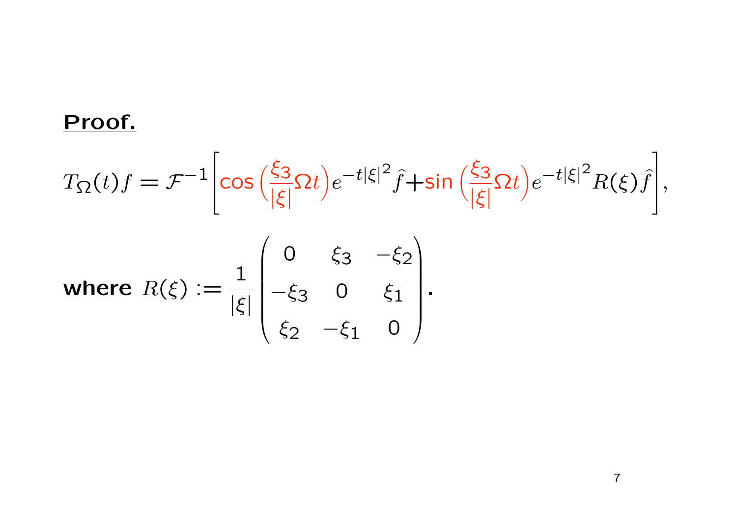**Proof.**

$$T_\Omega(t)f = \mathcal{F}^{-1}\left[\cos\left(\frac{\xi_3}{|\xi|}\Omega t\right)e^{-t|\xi|^2}\hat{f} + \sin\left(\frac{\xi_3}{|\xi|}\Omega t\right)e^{-t|\xi|^2}R(\xi)\hat{f}\right],$$

**where** $R(\xi) := \dfrac{1}{|\xi|}\begin{pmatrix} 0 & \xi_3 & -\xi_2 \\ -\xi_3 & 0 & \xi_1 \\ \xi_2 & -\xi_1 & 0 \end{pmatrix}$**.**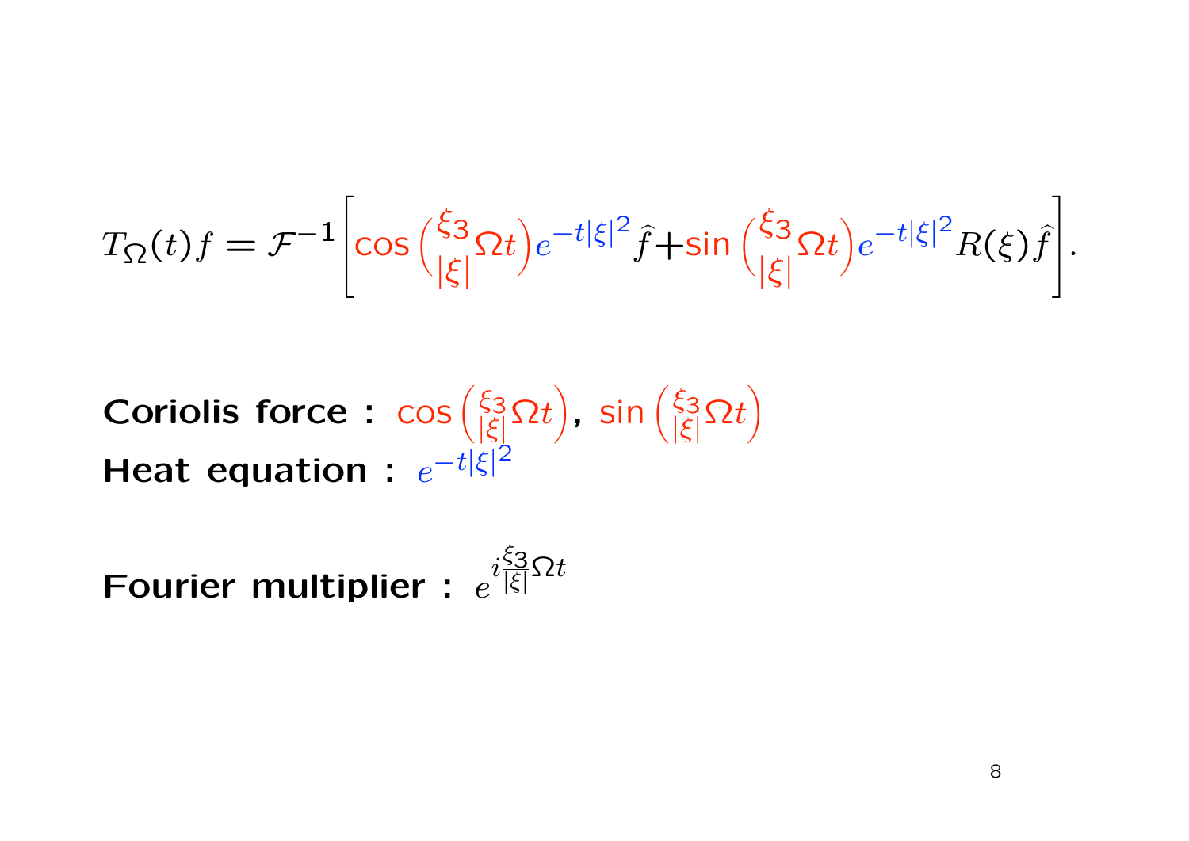$$T_\Omega(t)f = \mathcal{F}^{-1}\left[\cos\left(\frac{\xi_3}{|\xi|}\Omega t\right)e^{-t|\xi|^2}\hat{f} + \sin\left(\frac{\xi_3}{|\xi|}\Omega t\right)e^{-t|\xi|^2}R(\xi)\hat{f}\right].$$

**Coriolis force :** $\cos\left(\frac{\xi_3}{|\xi|}\Omega t\right)$, $\sin\left(\frac{\xi_3}{|\xi|}\Omega t\right)$
**Heat equation :** $e^{-t|\xi|^2}$

**Fourier multiplier :** $e^{i\frac{\xi_3}{|\xi|}\Omega t}$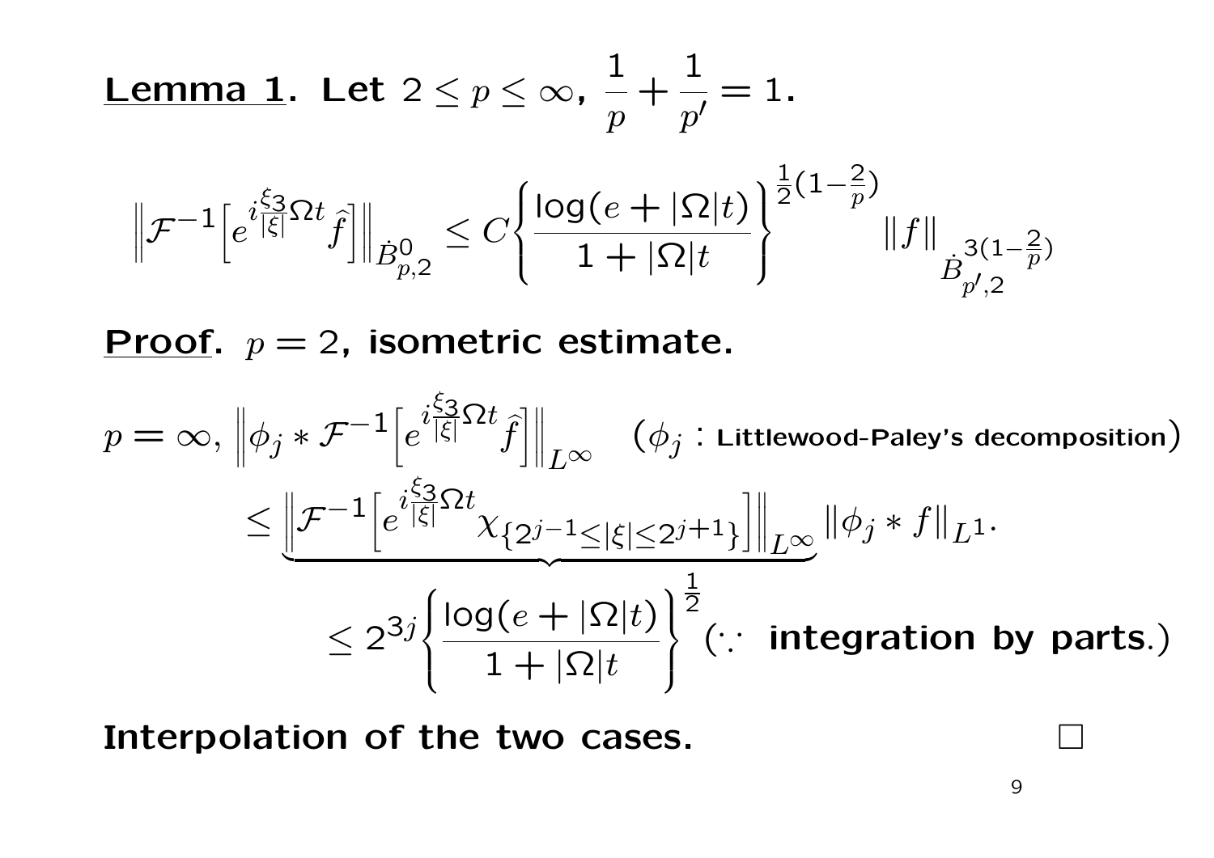**Lemma 1**. Let $2 \le p \le \infty$, $\dfrac{1}{p} + \dfrac{1}{p'} = 1$.

$$\left\| \mathcal{F}^{-1}\Big[ e^{i\frac{\xi_3}{|\xi|}\Omega t} \hat{f} \Big] \right\|_{\dot{B}^0_{p,2}} \le C \left\{ \frac{\log(e + |\Omega| t)}{1 + |\Omega| t} \right\}^{\frac{1}{2}(1-\frac{2}{p})} \|f\|_{\dot{B}^{3(1-\frac{2}{p})}_{p',2}}$$

**Proof**. $p = 2$, isometric estimate.

$p = \infty$, $\left\| \phi_j * \mathcal{F}^{-1}\Big[ e^{i\frac{\xi_3}{|\xi|}\Omega t} \hat{f} \Big] \right\|_{L^\infty}$ ($\phi_j$ : Littlewood-Paley's decomposition)

$$\le \underbrace{\left\| \mathcal{F}^{-1}\Big[ e^{i\frac{\xi_3}{|\xi|}\Omega t} \chi_{\{2^{j-1} \le |\xi| \le 2^{j+1}\}} \Big] \right\|_{L^\infty}} \|\phi_j * f\|_{L^1}.$$

$$\le 2^{3j} \left\{ \frac{\log(e + |\Omega| t)}{1 + |\Omega| t} \right\}^{\frac{1}{2}} (\because \text{ integration by parts.})$$

Interpolation of the two cases. □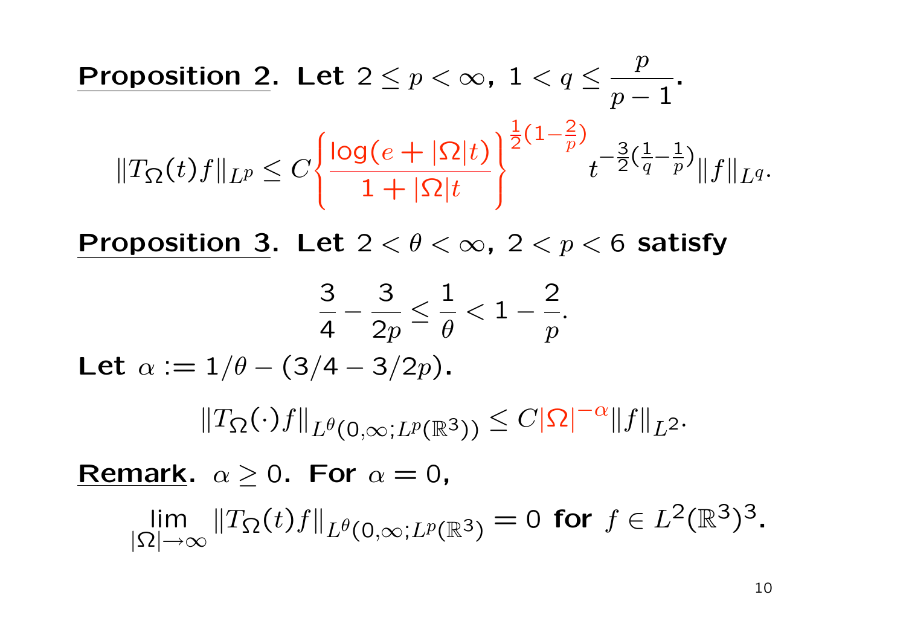**Proposition 2.** Let $2 \le p < \infty$, $1 < q \le \dfrac{p}{p-1}$.

$$\|T_\Omega(t)f\|_{L^p} \le C\left\{\frac{\log(e+|\Omega|t)}{1+|\Omega|t}\right\}^{\frac{1}{2}(1-\frac{2}{p})} t^{-\frac{3}{2}(\frac{1}{q}-\frac{1}{p})}\|f\|_{L^q}.$$

**Proposition 3.** Let $2 < \theta < \infty$, $2 < p < 6$ satisfy

$$\frac{3}{4} - \frac{3}{2p} \le \frac{1}{\theta} < 1 - \frac{2}{p}.$$

Let $\alpha := 1/\theta - (3/4 - 3/2p)$.

$$\|T_\Omega(\cdot)f\|_{L^\theta(0,\infty;L^p(\mathbb{R}^3))} \le C|\Omega|^{-\alpha}\|f\|_{L^2}.$$

**Remark.** $\alpha \ge 0$. For $\alpha = 0$,

$$\lim_{|\Omega|\to\infty}\|T_\Omega(t)f\|_{L^\theta(0,\infty;L^p(\mathbb{R}^3)} = 0 \text{ for } f \in L^2(\mathbb{R}^3)^3.$$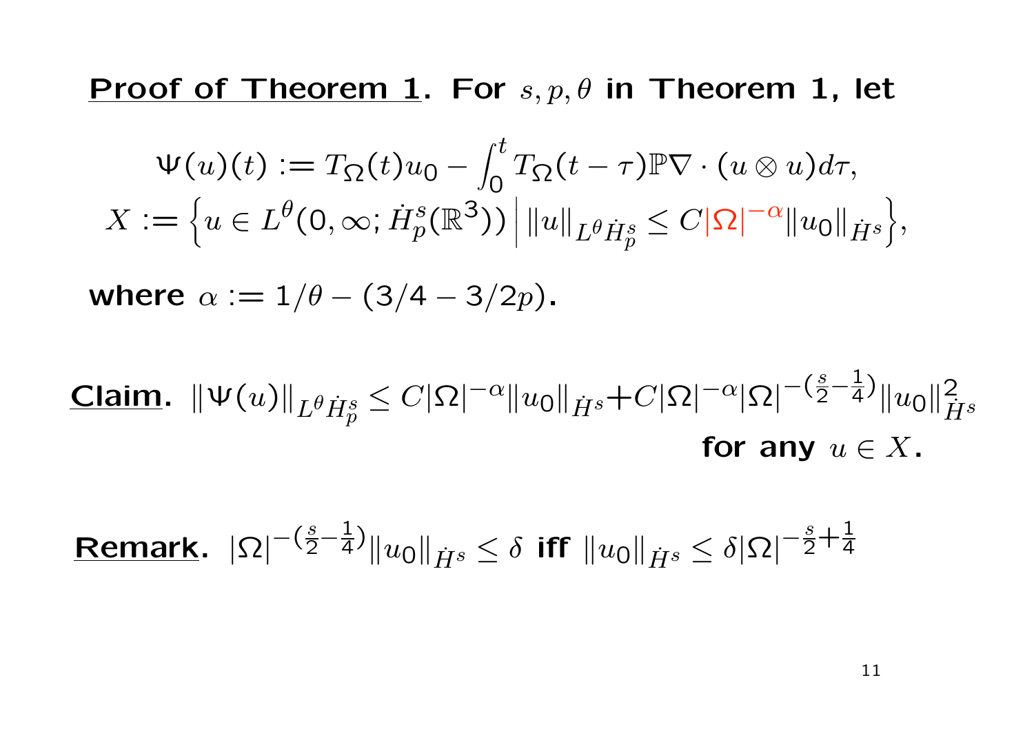**<u>Proof of Theorem 1</u>. For $s, p, \theta$ in Theorem 1, let**

$$\Psi(u)(t) := T_\Omega(t)u_0 - \int_0^t T_\Omega(t-\tau)\mathbb{P}\nabla \cdot (u \otimes u)d\tau,$$
$$X := \Big\{ u \in L^\theta(0,\infty; \dot{H}^s_p(\mathbb{R}^3)) \,\Big|\, \|u\|_{L^\theta \dot{H}^s_p} \le C|\Omega|^{-\alpha}\|u_0\|_{\dot{H}^s} \Big\},$$

**where $\alpha := 1/\theta - (3/4 - 3/2p)$.**

**<u>Claim</u>.** $\|\Psi(u)\|_{L^\theta \dot{H}^s_p} \le C|\Omega|^{-\alpha}\|u_0\|_{\dot{H}^s} + C|\Omega|^{-\alpha}|\Omega|^{-(\frac{s}{2}-\frac{1}{4})}\|u_0\|^2_{\dot{H}^s}$ **for any $u \in X$.**

**<u>Remark</u>.** $|\Omega|^{-(\frac{s}{2}-\frac{1}{4})}\|u_0\|_{\dot{H}^s} \le \delta$ **iff** $\|u_0\|_{\dot{H}^s} \le \delta|\Omega|^{-\frac{s}{2}+\frac{1}{4}}$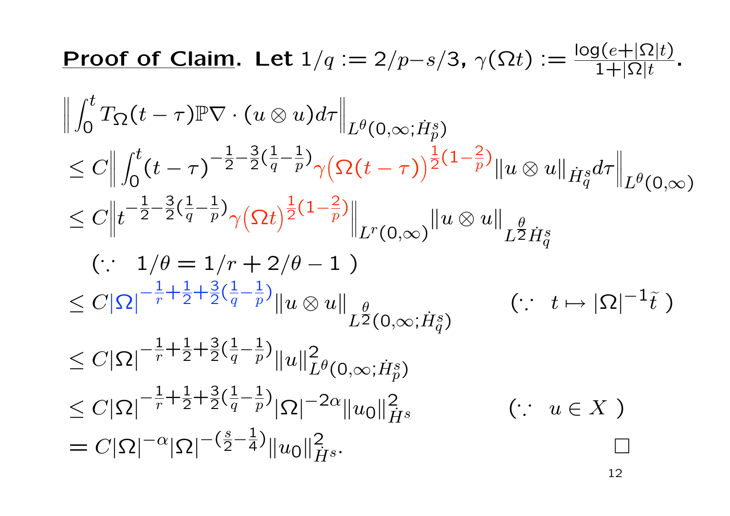**Proof of Claim**. Let $1/q := 2/p - s/3$, $\gamma(\Omega t) := \frac{\log(e+|\Omega|t)}{1+|\Omega|t}$.

$$
\begin{aligned}
&\Big\| \int_0^t T_\Omega(t-\tau)\mathbb{P}\nabla\cdot(u\otimes u)d\tau \Big\|_{L^\theta(0,\infty;\dot{H}^s_p)} \\
&\le C \Big\| \int_0^t (t-\tau)^{-\frac{1}{2}-\frac{3}{2}(\frac{1}{q}-\frac{1}{p})} \gamma\big(\Omega(t-\tau)\big)^{\frac{1}{2}(1-\frac{2}{p})} \|u\otimes u\|_{\dot{H}^s_q} d\tau \Big\|_{L^\theta(0,\infty)} \\
&\le C \Big\| t^{-\frac{1}{2}-\frac{3}{2}(\frac{1}{q}-\frac{1}{p})} \gamma\big(\Omega t\big)^{\frac{1}{2}(1-\frac{2}{p})} \Big\|_{L^r(0,\infty)} \|u\otimes u\|_{L^{\frac{\theta}{2}}\dot{H}^s_q} \\
&\quad (\because \ \ 1/\theta = 1/r + 2/\theta - 1 \ ) \\
&\le C|\Omega|^{-\frac{1}{r}+\frac{1}{2}+\frac{3}{2}(\frac{1}{q}-\frac{1}{p})} \|u\otimes u\|_{L^{\frac{\theta}{2}}(0,\infty;\dot{H}^s_q)} \qquad (\because \ \ t\mapsto |\Omega|^{-1}\tilde{t} \ ) \\
&\le C|\Omega|^{-\frac{1}{r}+\frac{1}{2}+\frac{3}{2}(\frac{1}{q}-\frac{1}{p})} \|u\|^2_{L^\theta(0,\infty;\dot{H}^s_p)} \\
&\le C|\Omega|^{-\frac{1}{r}+\frac{1}{2}+\frac{3}{2}(\frac{1}{q}-\frac{1}{p})} |\Omega|^{-2\alpha} \|u_0\|^2_{\dot{H}^s} \qquad (\because \ \ u\in X \ ) \\
&= C|\Omega|^{-\alpha}|\Omega|^{-(\frac{s}{2}-\frac{1}{4})}\|u_0\|^2_{\dot{H}^s}. \qquad \square
\end{aligned}
$$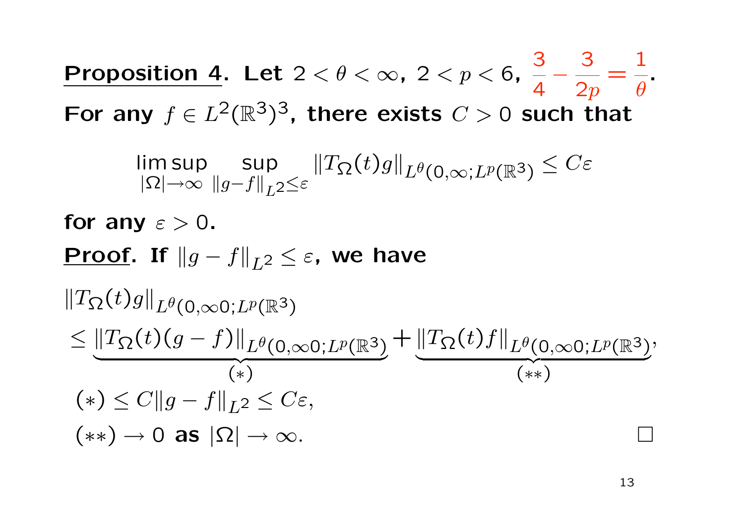**Proposition 4**. **Let** $2 < \theta < \infty$, $2 < p < 6$, $\frac{3}{4} - \frac{3}{2p} = \frac{1}{\theta}$.

**For any** $f \in L^2(\mathbb{R}^3)^3$, **there exists** $C > 0$ **such that**

$$\limsup_{|\Omega| \to \infty} \sup_{\|g-f\|_{L^2} \le \varepsilon} \|T_\Omega(t)g\|_{L^\theta(0,\infty;L^p(\mathbb{R}^3))} \le C\varepsilon$$

**for any** $\varepsilon > 0$.

**Proof**. **If** $\|g - f\|_{L^2} \le \varepsilon$, **we have**

$$\|T_\Omega(t)g\|_{L^\theta(0,\infty 0;L^p(\mathbb{R}^3))}$$

$$\le \underbrace{\|T_\Omega(t)(g-f)\|_{L^\theta(0,\infty 0;L^p(\mathbb{R}^3))}}_{(*)} + \underbrace{\|T_\Omega(t)f\|_{L^\theta(0,\infty 0;L^p(\mathbb{R}^3))}}_{(**)},$$

$(*) \le C\|g - f\|_{L^2} \le C\varepsilon,$

$(**) \to 0$ **as** $|\Omega| \to \infty$. □